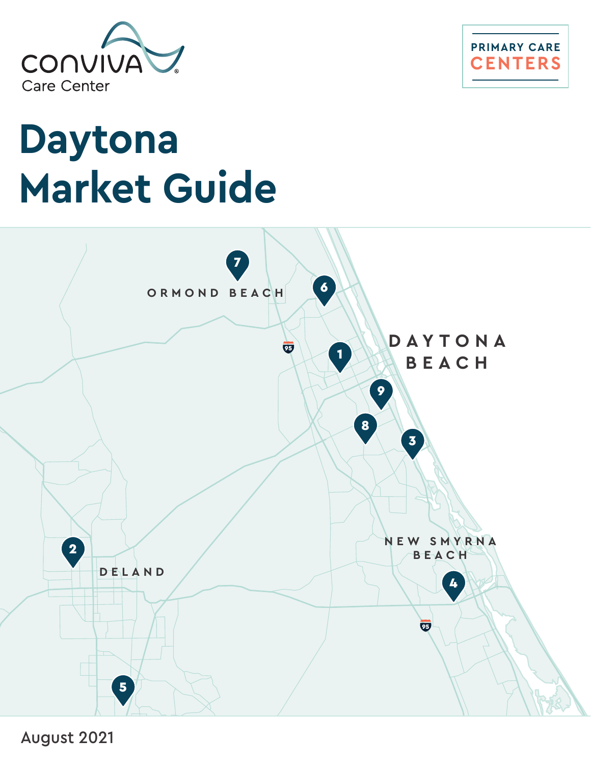Conviva Care Center

PRIMARY CARE CENTERS

# Daytona Market Guide

ORMOND BEACH

DAYTONA BEACH

DELAND

NEW SMYRNA BEACH

August 2021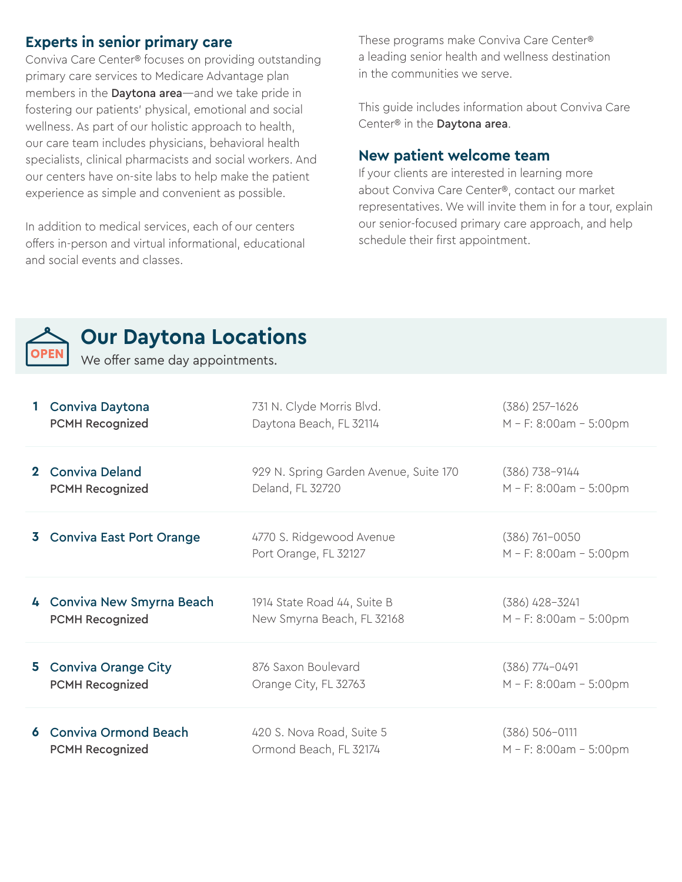## Experts in senior primary care

Conviva Care Center® focuses on providing outstanding primary care services to Medicare Advantage plan members in the **Daytona area**—and we take pride in fostering our patients' physical, emotional and social wellness. As part of our holistic approach to health, our care team includes physicians, behavioral health specialists, clinical pharmacists and social workers. And our centers have on-site labs to help make the patient experience as simple and convenient as possible.

In addition to medical services, each of our centers offers in-person and virtual informational, educational and social events and classes.

These programs make Conviva Care Center® a leading senior health and wellness destination in the communities we serve.

This guide includes information about Conviva Care Center® in the **Daytona area**.

## New patient welcome team

If your clients are interested in learning more about Conviva Care Center®, contact our market representatives. We will invite them in for a tour, explain our senior-focused primary care approach, and help schedule their first appointment.

## Our Daytona Locations

We offer same day appointments.

| # | Location | Address | Phone / Hours |
|---|---|---|---|
| 1 | Conviva Daytona<br>**PCMH Recognized** | 731 N. Clyde Morris Blvd.<br>Daytona Beach, FL 32114 | (386) 257-1626<br>M – F: 8:00am – 5:00pm |
| 2 | Conviva Deland<br>**PCMH Recognized** | 929 N. Spring Garden Avenue, Suite 170<br>Deland, FL 32720 | (386) 738-9144<br>M – F: 8:00am – 5:00pm |
| 3 | Conviva East Port Orange | 4770 S. Ridgewood Avenue<br>Port Orange, FL 32127 | (386) 761-0050<br>M – F: 8:00am – 5:00pm |
| 4 | Conviva New Smyrna Beach<br>**PCMH Recognized** | 1914 State Road 44, Suite B<br>New Smyrna Beach, FL 32168 | (386) 428-3241<br>M – F: 8:00am – 5:00pm |
| 5 | Conviva Orange City<br>**PCMH Recognized** | 876 Saxon Boulevard<br>Orange City, FL 32763 | (386) 774-0491<br>M – F: 8:00am – 5:00pm |
| 6 | Conviva Ormond Beach<br>**PCMH Recognized** | 420 S. Nova Road, Suite 5<br>Ormond Beach, FL 32174 | (386) 506-0111<br>M – F: 8:00am – 5:00pm |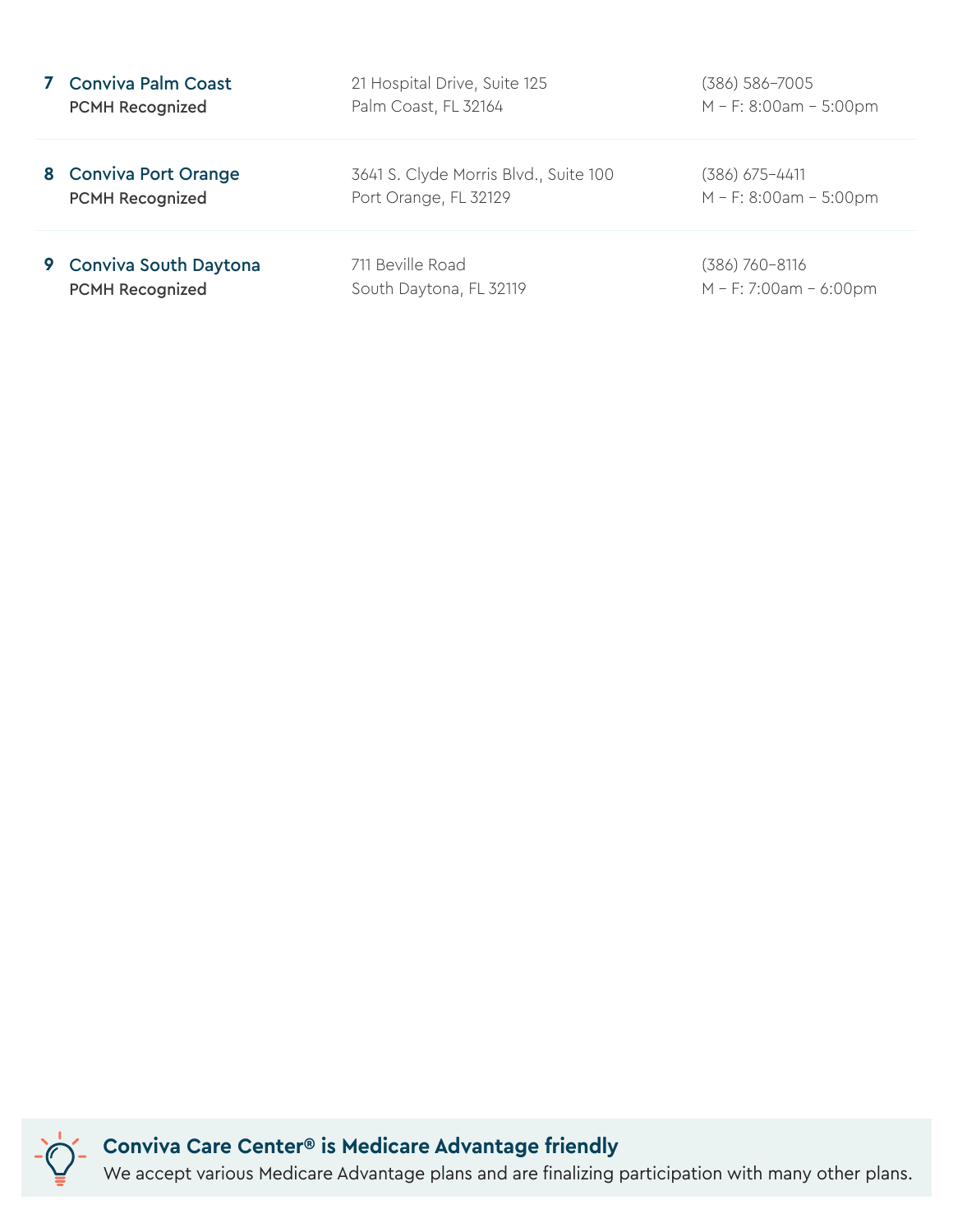**7 Conviva Palm Coast**
**PCMH Recognized**

21 Hospital Drive, Suite 125
Palm Coast, FL 32164

(386) 586-7005
M – F: 8:00am – 5:00pm

**8 Conviva Port Orange**
**PCMH Recognized**

3641 S. Clyde Morris Blvd., Suite 100
Port Orange, FL 32129

(386) 675-4411
M – F: 8:00am – 5:00pm

**9 Conviva South Daytona**
**PCMH Recognized**

711 Beville Road
South Daytona, FL 32119

(386) 760-8116
M – F: 7:00am – 6:00pm

**Conviva Care Center® is Medicare Advantage friendly**

We accept various Medicare Advantage plans and are finalizing participation with many other plans.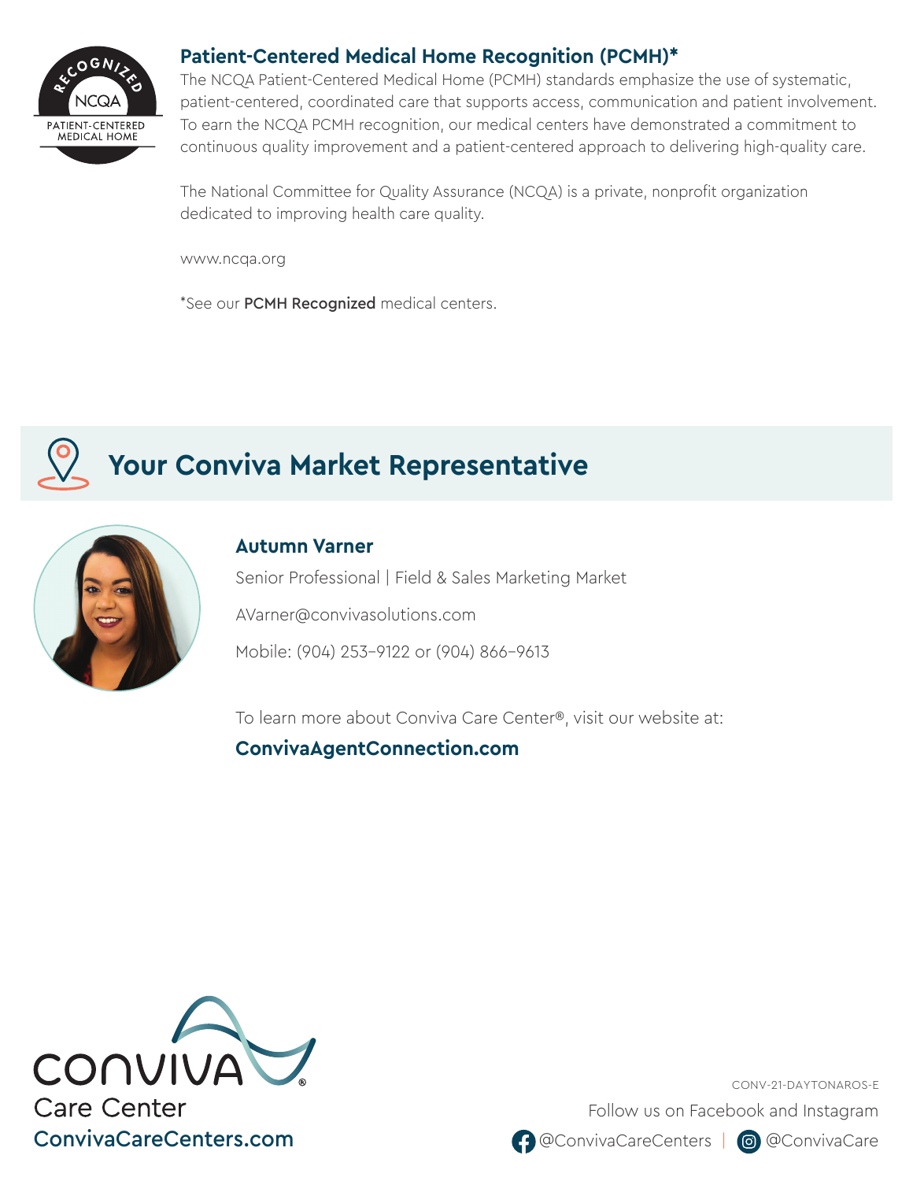## Patient-Centered Medical Home Recognition (PCMH)*

The NCQA Patient-Centered Medical Home (PCMH) standards emphasize the use of systematic, patient-centered, coordinated care that supports access, communication and patient involvement. To earn the NCQA PCMH recognition, our medical centers have demonstrated a commitment to continuous quality improvement and a patient-centered approach to delivering high-quality care.

The National Committee for Quality Assurance (NCQA) is a private, nonprofit organization dedicated to improving health care quality.

www.ncqa.org

*See our **PCMH Recognized** medical centers.

## Your Conviva Market Representative

### Autumn Varner

Senior Professional | Field & Sales Marketing Market

AVarner@convivasolutions.com

Mobile: (904) 253-9122 or (904) 866-9613

To learn more about Conviva Care Center®, visit our website at:

**ConvivaAgentConnection.com**

CONVIVA® Care Center

**ConvivaCareCenters.com**

CONV-21-DAYTONAROS-E

Follow us on Facebook and Instagram

@ConvivaCareCenters | @ConvivaCare